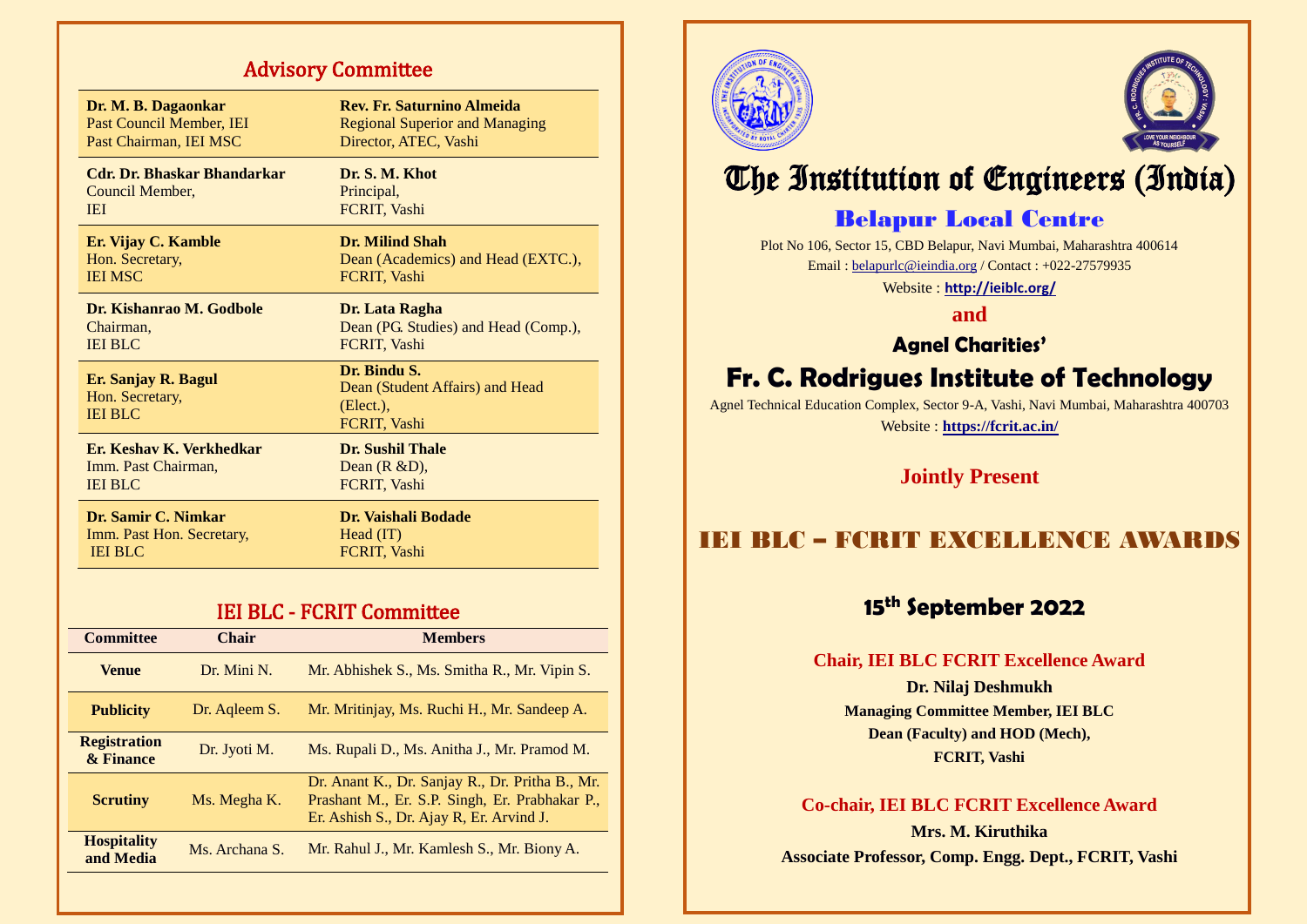## Advisory Committee

| | |
|---|---|
| **Dr. M. B. Dagaonkar**<br>Past Council Member, IEI<br>Past Chairman, IEI MSC | **Rev. Fr. Saturnino Almeida**<br>Regional Superior and Managing Director, ATEC, Vashi |
| **Cdr. Dr. Bhaskar Bhandarkar**<br>Council Member,<br>IEI | **Dr. S. M. Khot**<br>Principal,<br>FCRIT, Vashi |
| **Er. Vijay C. Kamble**<br>Hon. Secretary,<br>IEI MSC | **Dr. Milind Shah**<br>Dean (Academics) and Head (EXTC.),<br>FCRIT, Vashi |
| **Dr. Kishanrao M. Godbole**<br>Chairman,<br>IEI BLC | **Dr. Lata Ragha**<br>Dean (PG. Studies) and Head (Comp.),<br>FCRIT, Vashi |
| **Er. Sanjay R. Bagul**<br>Hon. Secretary,<br>IEI BLC | **Dr. Bindu S.**<br>Dean (Student Affairs) and Head (Elect.),<br>FCRIT, Vashi |
| **Er. Keshav K. Verkhedkar**<br>Imm. Past Chairman,<br>IEI BLC | **Dr. Sushil Thale**<br>Dean (R &D),<br>FCRIT, Vashi |
| **Dr. Samir C. Nimkar**<br>Imm. Past Hon. Secretary,<br>IEI BLC | **Dr. Vaishali Bodade**<br>Head (IT)<br>FCRIT, Vashi |

## IEI BLC - FCRIT Committee

| Committee | Chair | Members |
|---|---|---|
| **Venue** | Dr. Mini N. | Mr. Abhishek S., Ms. Smitha R., Mr. Vipin S. |
| **Publicity** | Dr. Aqleem S. | Mr. Mritinjay, Ms. Ruchi H., Mr. Sandeep A. |
| **Registration & Finance** | Dr. Jyoti M. | Ms. Rupali D., Ms. Anitha J., Mr. Pramod M. |
| **Scrutiny** | Ms. Megha K. | Dr. Anant K., Dr. Sanjay R., Dr. Pritha B., Mr. Prashant M., Er. S.P. Singh, Er. Prabhakar P., Er. Ashish S., Dr. Ajay R, Er. Arvind J. |
| **Hospitality and Media** | Ms. Archana S. | Mr. Rahul J., Mr. Kamlesh S., Mr. Biony A. |

# The Institution of Engineers (India)

## Belapur Local Centre

Plot No 106, Sector 15, CBD Belapur, Navi Mumbai, Maharashtra 400614
Email : belapurlc@ieindia.org / Contact : +022-27579935
Website : **http://ieiblc.org/**

**and**

**Agnel Charities'**

# Fr. C. Rodrigues Institute of Technology

Agnel Technical Education Complex, Sector 9-A, Vashi, Navi Mumbai, Maharashtra 400703
Website : **https://fcrit.ac.in/**

**Jointly Present**

# IEI BLC – FCRIT EXCELLENCE AWARDS

## 15th September 2022

**Chair, IEI BLC FCRIT Excellence Award**

**Dr. Nilaj Deshmukh**
**Managing Committee Member, IEI BLC**
**Dean (Faculty) and HOD (Mech),**
**FCRIT, Vashi**

**Co-chair, IEI BLC FCRIT Excellence Award**

**Mrs. M. Kiruthika**
**Associate Professor, Comp. Engg. Dept., FCRIT, Vashi**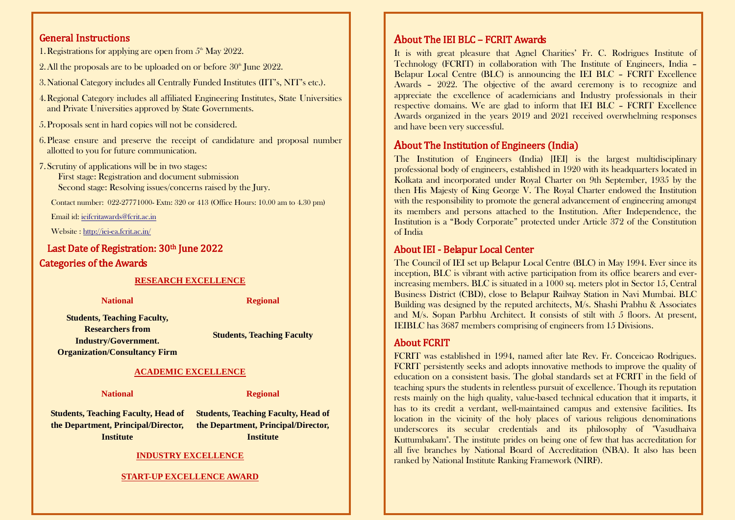## General Instructions

1. Registrations for applying are open from 5th May 2022.
2. All the proposals are to be uploaded on or before 30th June 2022.
3. National Category includes all Centrally Funded Institutes (IIT's, NIT's etc.).
4. Regional Category includes all affiliated Engineering Institutes, State Universities and Private Universities approved by State Governments.
5. Proposals sent in hard copies will not be considered.
6. Please ensure and preserve the receipt of candidature and proposal number allotted to you for future communication.
7. Scrutiny of applications will be in two stages:
   First stage: Registration and document submission
   Second stage: Resolving issues/concerns raised by the Jury.

Contact number: 022-27771000- Extn: 320 or 413 (Office Hours: 10.00 am to 4.30 pm)

Email id: ieifcritawards@fcrit.ac.in

Website : http://iei-ea.fcrit.ac.in/

## Last Date of Registration: 30th June 2022

## Categories of the Awards

### RESEARCH EXCELLENCE

| National | Regional |
|---|---|
| **Students, Teaching Faculty, Researchers from Industry/Government. Organization/Consultancy Firm** | **Students, Teaching Faculty** |

### ACADEMIC EXCELLENCE

| National | Regional |
|---|---|
| **Students, Teaching Faculty, Head of the Department, Principal/Director, Institute** | **Students, Teaching Faculty, Head of the Department, Principal/Director, Institute** |

### INDUSTRY EXCELLENCE

### START-UP EXCELLENCE AWARD

## About The IEI BLC – FCRIT Awards

It is with great pleasure that Agnel Charities' Fr. C. Rodrigues Institute of Technology (FCRIT) in collaboration with The Institute of Engineers, India – Belapur Local Centre (BLC) is announcing the IEI BLC – FCRIT Excellence Awards – 2022. The objective of the award ceremony is to recognize and appreciate the excellence of academicians and Industry professionals in their respective domains. We are glad to inform that IEI BLC – FCRIT Excellence Awards organized in the years 2019 and 2021 received overwhelming responses and have been very successful.

## About The Institution of Engineers (India)

The Institution of Engineers (India) [IEI] is the largest multidisciplinary professional body of engineers, established in 1920 with its headquarters located in Kolkata and incorporated under Royal Charter on 9th September, 1935 by the then His Majesty of King George V. The Royal Charter endowed the Institution with the responsibility to promote the general advancement of engineering amongst its members and persons attached to the Institution. After Independence, the Institution is a "Body Corporate" protected under Article 372 of the Constitution of India

## About IEI - Belapur Local Center

The Council of IEI set up Belapur Local Centre (BLC) in May 1994. Ever since its inception, BLC is vibrant with active participation from its office bearers and ever-increasing members. BLC is situated in a 1000 sq. meters plot in Sector 15, Central Business District (CBD), close to Belapur Railway Station in Navi Mumbai. BLC Building was designed by the reputed architects, M/s. Shashi Prabhu & Associates and M/s. Sopan Parbhu Architect. It consists of stilt with 5 floors. At present, IEIBLC has 3687 members comprising of engineers from 15 Divisions.

## About FCRIT

FCRIT was established in 1994, named after late Rev. Fr. Conceicao Rodrigues. FCRIT persistently seeks and adopts innovative methods to improve the quality of education on a consistent basis. The global standards set at FCRIT in the field of teaching spurs the students in relentless pursuit of excellence. Though its reputation rests mainly on the high quality, value-based technical education that it imparts, it has to its credit a verdant, well-maintained campus and extensive facilities. Its location in the vicinity of the holy places of various religious denominations underscores its secular credentials and its philosophy of "Vasudhaiva Kuttumbakam". The institute prides on being one of few that has accreditation for all five branches by National Board of Accreditation (NBA). It also has been ranked by National Institute Ranking Framework (NIRF).